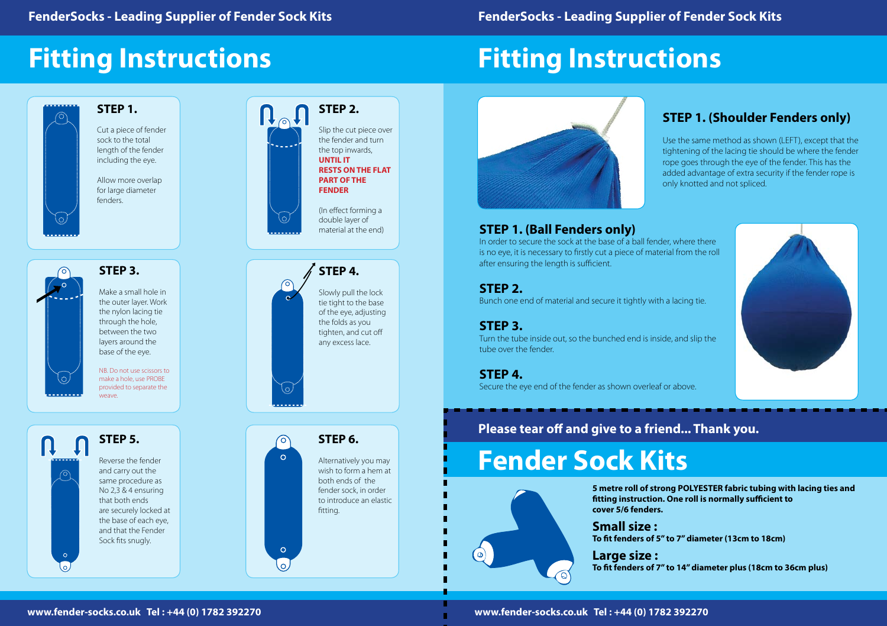FenderSocks - Leading Supplier of Fender Sock Kits

# Fitting Instructions

### STEP 1.

Cut a piece of fender sock to the total length of the fender including the eye.

Allow more overlap for large diameter fenders.

### STEP 2.

Slip the cut piece over the fender and turn the top inwards, **UNTIL IT RESTS ON THE FLAT PART OF THE FENDER**

(In effect forming a double layer of material at the end)

### STEP 3.

Make a small hole in the outer layer. Work the nylon lacing tie through the hole, between the two layers around the base of the eye.

NB. Do not use scissors to make a hole, use PROBE provided to separate the weave.

### STEP 4.

Slowly pull the lock tie tight to the base of the eye, adjusting the folds as you tighten, and cut off any excess lace.

### STEP 5.

Reverse the fender and carry out the same procedure as No 2,3 & 4 ensuring that both ends are securely locked at the base of each eye, and that the Fender Sock fits snugly.

### STEP 6.

Alternatively you may wish to form a hem at both ends of the fender sock, in order to introduce an elastic fitting.

www.fender-socks.co.uk Tel : +44 (0) 1782 392270

FenderSocks - Leading Supplier of Fender Sock Kits

# Fitting Instructions

### STEP 1. (Shoulder Fenders only)

Use the same method as shown (LEFT), except that the tightening of the lacing tie should be where the fender rope goes through the eye of the fender. This has the added advantage of extra security if the fender rope is only knotted and not spliced.

### STEP 1. (Ball Fenders only)

In order to secure the sock at the base of a ball fender, where there is no eye, it is necessary to firstly cut a piece of material from the roll after ensuring the length is sufficient.

### STEP 2.

Bunch one end of material and secure it tightly with a lacing tie.

### STEP 3.

Turn the tube inside out, so the bunched end is inside, and slip the tube over the fender.

### STEP 4.

Secure the eye end of the fender as shown overleaf or above.

**Please tear off and give to a friend... Thank you.**

# Fender Sock Kits

**5 metre roll of strong POLYESTER fabric tubing with lacing ties and fitting instruction. One roll is normally sufficient to cover 5/6 fenders.**

### Small size :

**To fit fenders of 5" to 7" diameter (13cm to 18cm)**

### Large size :

**To fit fenders of 7" to 14" diameter plus (18cm to 36cm plus)**

www.fender-socks.co.uk Tel : +44 (0) 1782 392270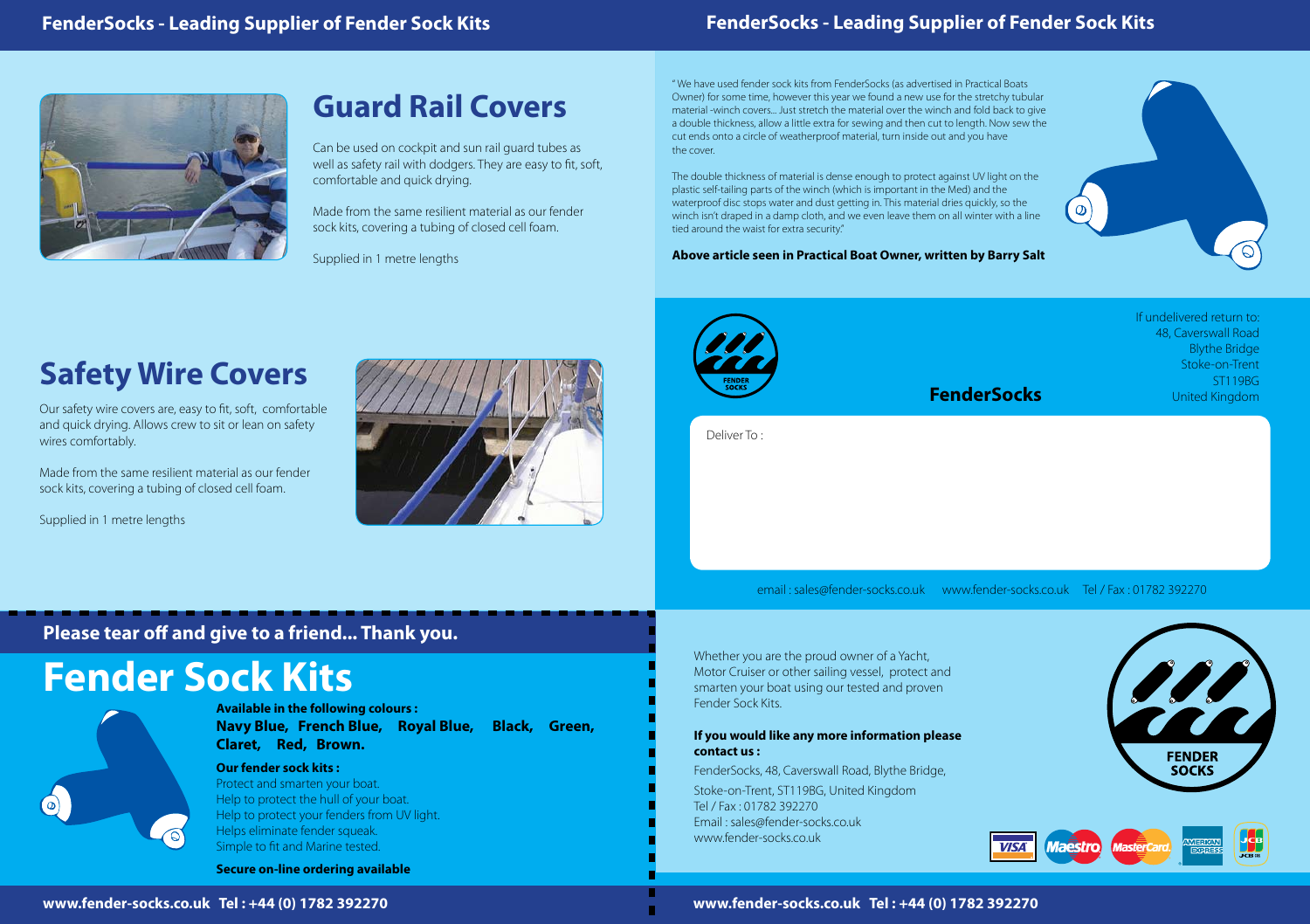## Guard Rail Covers

Can be used on cockpit and sun rail guard tubes as well as safety rail with dodgers. They are easy to fit, soft, comfortable and quick drying.

Made from the same resilient material as our fender sock kits, covering a tubing of closed cell foam.

Supplied in 1 metre lengths

## Safety Wire Covers

Our safety wire covers are, easy to fit, soft, comfortable and quick drying. Allows crew to sit or lean on safety wires comfortably.

Made from the same resilient material as our fender sock kits, covering a tubing of closed cell foam.

Supplied in 1 metre lengths

**Please tear off and give to a friend... Thank you.**

# Fender Sock Kits

**Available in the following colours :**
**Navy Blue, French Blue, Royal Blue, Black, Green, Claret, Red, Brown.**

**Our fender sock kits :**
Protect and smarten your boat.
Help to protect the hull of your boat.
Help to protect your fenders from UV light.
Helps eliminate fender squeak.
Simple to fit and Marine tested.

**Secure on-line ordering available**

" We have used fender sock kits from FenderSocks (as advertised in Practical Boats Owner) for some time, however this year we found a new use for the stretchy tubular material -winch covers... Just stretch the material over the winch and fold back to give a double thickness, allow a little extra for sewing and then cut to length. Now sew the cut ends onto a circle of weatherproof material, turn inside out and you have the cover.

The double thickness of material is dense enough to protect against UV light on the plastic self-tailing parts of the winch (which is important in the Med) and the waterproof disc stops water and dust getting in. This material dries quickly, so the winch isn't draped in a damp cloth, and we even leave them on all winter with a line tied around the waist for extra security."

**Above article seen in Practical Boat Owner, written by Barry Salt**

FENDER SOCKS

**FenderSocks**

If undelivered return to:
48, Caverswall Road
Blythe Bridge
Stoke-on-Trent
ST119BG
United Kingdom

Deliver To :

email : sales@fender-socks.co.uk www.fender-socks.co.uk Tel / Fax : 01782 392270

Whether you are the proud owner of a Yacht, Motor Cruiser or other sailing vessel, protect and smarten your boat using our tested and proven Fender Sock Kits.

**If you would like any more information please contact us :**

FenderSocks, 48, Caverswall Road, Blythe Bridge,
Stoke-on-Trent, ST119BG, United Kingdom
Tel / Fax : 01782 392270
Email : sales@fender-socks.co.uk
www.fender-socks.co.uk

FENDER SOCKS

VISA Maestro MasterCard AMERICAN EXPRESS JCB